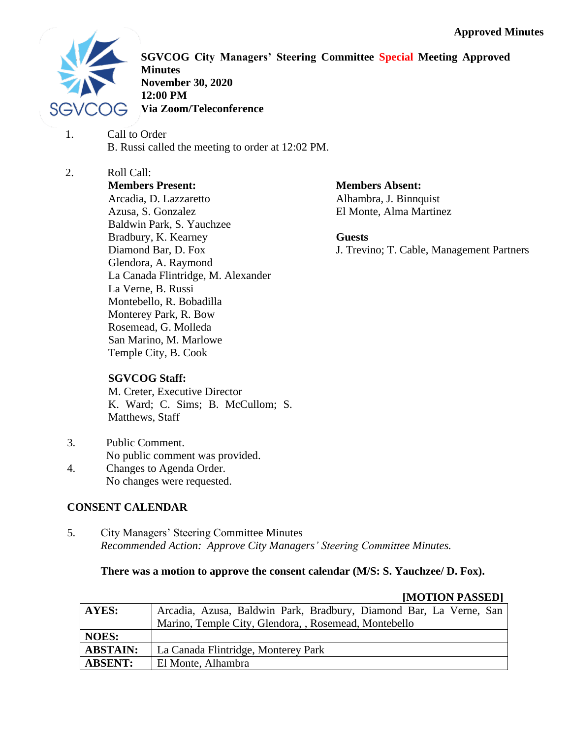**Approved Minutes**

**SGVCOG City Managers' Steering Committee Special Meeting Approved Minutes**
**November 30, 2020**
**12:00 PM**
**Via Zoom/Teleconference**

1. Call to Order
   B. Russi called the meeting to order at 12:02 PM.

2. Roll Call:

   **Members Present:**
   Arcadia, D. Lazzaretto
   Azusa, S. Gonzalez
   Baldwin Park, S. Yauchzee
   Bradbury, K. Kearney
   Diamond Bar, D. Fox
   Glendora, A. Raymond
   La Canada Flintridge, M. Alexander
   La Verne, B. Russi
   Montebello, R. Bobadilla
   Monterey Park, R. Bow
   Rosemead, G. Molleda
   San Marino, M. Marlowe
   Temple City, B. Cook

   **Members Absent:**
   Alhambra, J. Binnquist
   El Monte, Alma Martinez

   **Guests**
   J. Trevino; T. Cable, Management Partners

   **SGVCOG Staff:**
   M. Creter, Executive Director
   K. Ward; C. Sims; B. McCullom; S. Matthews, Staff

3. Public Comment.
   No public comment was provided.
4. Changes to Agenda Order.
   No changes were requested.

**CONSENT CALENDAR**

5. City Managers' Steering Committee Minutes
   *Recommended Action: Approve City Managers' Steering Committee Minutes.*

   **There was a motion to approve the consent calendar (M/S: S. Yauchzee/ D. Fox).**

**[MOTION PASSED]**

| | |
|---|---|
| **AYES:** | Arcadia, Azusa, Baldwin Park, Bradbury, Diamond Bar, La Verne, San Marino, Temple City, Glendora, , Rosemead, Montebello |
| **NOES:** | |
| **ABSTAIN:** | La Canada Flintridge, Monterey Park |
| **ABSENT:** | El Monte, Alhambra |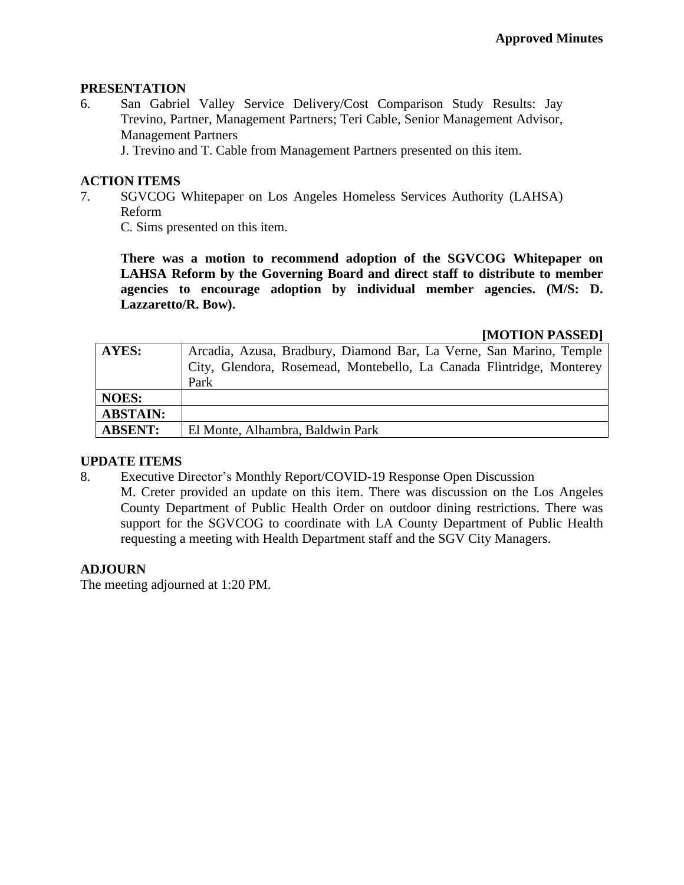**Approved Minutes**

## PRESENTATION

6. San Gabriel Valley Service Delivery/Cost Comparison Study Results: Jay Trevino, Partner, Management Partners; Teri Cable, Senior Management Advisor, Management Partners

   J. Trevino and T. Cable from Management Partners presented on this item.

## ACTION ITEMS

7. SGVCOG Whitepaper on Los Angeles Homeless Services Authority (LAHSA) Reform

   C. Sims presented on this item.

   **There was a motion to recommend adoption of the SGVCOG Whitepaper on LAHSA Reform by the Governing Board and direct staff to distribute to member agencies to encourage adoption by individual member agencies. (M/S: D. Lazzaretto/R. Bow).**

**[MOTION PASSED]**

| | |
|---|---|
| **AYES:** | Arcadia, Azusa, Bradbury, Diamond Bar, La Verne, San Marino, Temple City, Glendora, Rosemead, Montebello, La Canada Flintridge, Monterey Park |
| **NOES:** | |
| **ABSTAIN:** | |
| **ABSENT:** | El Monte, Alhambra, Baldwin Park |

## UPDATE ITEMS

8. Executive Director's Monthly Report/COVID-19 Response Open Discussion

   M. Creter provided an update on this item. There was discussion on the Los Angeles County Department of Public Health Order on outdoor dining restrictions. There was support for the SGVCOG to coordinate with LA County Department of Public Health requesting a meeting with Health Department staff and the SGV City Managers.

## ADJOURN

The meeting adjourned at 1:20 PM.